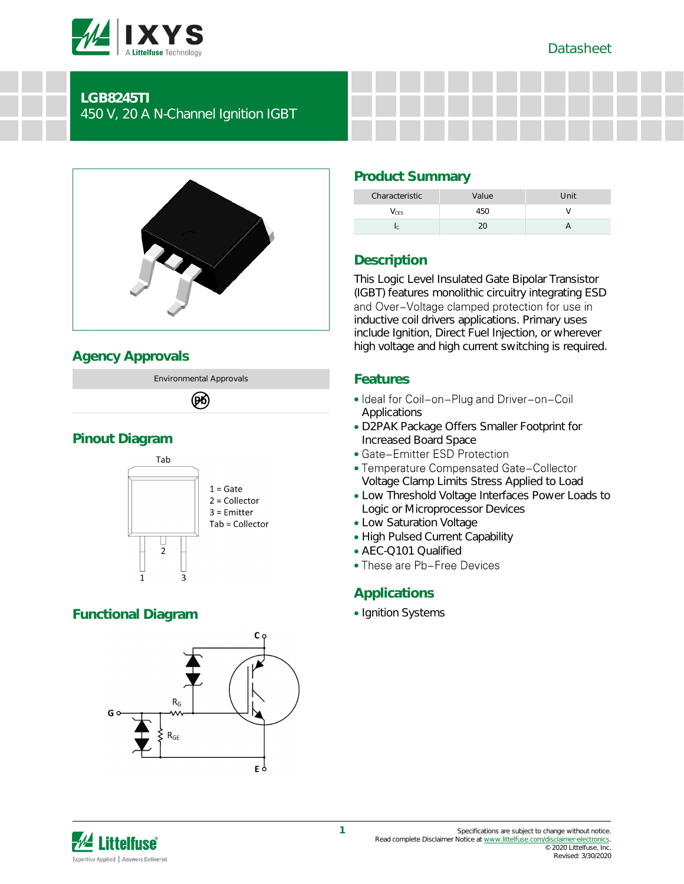Datasheet

# LGB8245TI

450 V, 20 A N-Channel Ignition IGBT

## Product Summary

| Characteristic | Value | Unit |
|---|---|---|
| $V_{CES}$ | 450 | V |
| $I_C$ | 20 | A |

## Description

This Logic Level Insulated Gate Bipolar Transistor (IGBT) features monolithic circuitry integrating ESD and Over−Voltage clamped protection for use in inductive coil drivers applications. Primary uses include Ignition, Direct Fuel Injection, or wherever high voltage and high current switching is required.

## Agency Approvals

| Environmental Approvals |
|---|
| Pb |

## Features

- Ideal for Coil−on−Plug and Driver−on−Coil Applications
- D2PAK Package Offers Smaller Footprint for Increased Board Space
- Gate−Emitter ESD Protection
- Temperature Compensated Gate−Collector Voltage Clamp Limits Stress Applied to Load
- Low Threshold Voltage Interfaces Power Loads to Logic or Microprocessor Devices
- Low Saturation Voltage
- High Pulsed Current Capability
- AEC-Q101 Qualified
- These are Pb−Free Devices

## Pinout Diagram

Tab

1 = Gate
2 = Collector
3 = Emitter
Tab = Collector

## Applications

- Ignition Systems

## Functional Diagram

C, G, E, $R_G$, $R_{GE}$

Specifications are subject to change without notice.
Read complete Disclaimer Notice at www.littelfuse.com/disclaimer-electronics.
© 2020 Littelfuse, Inc.
Revised: 3/30/2020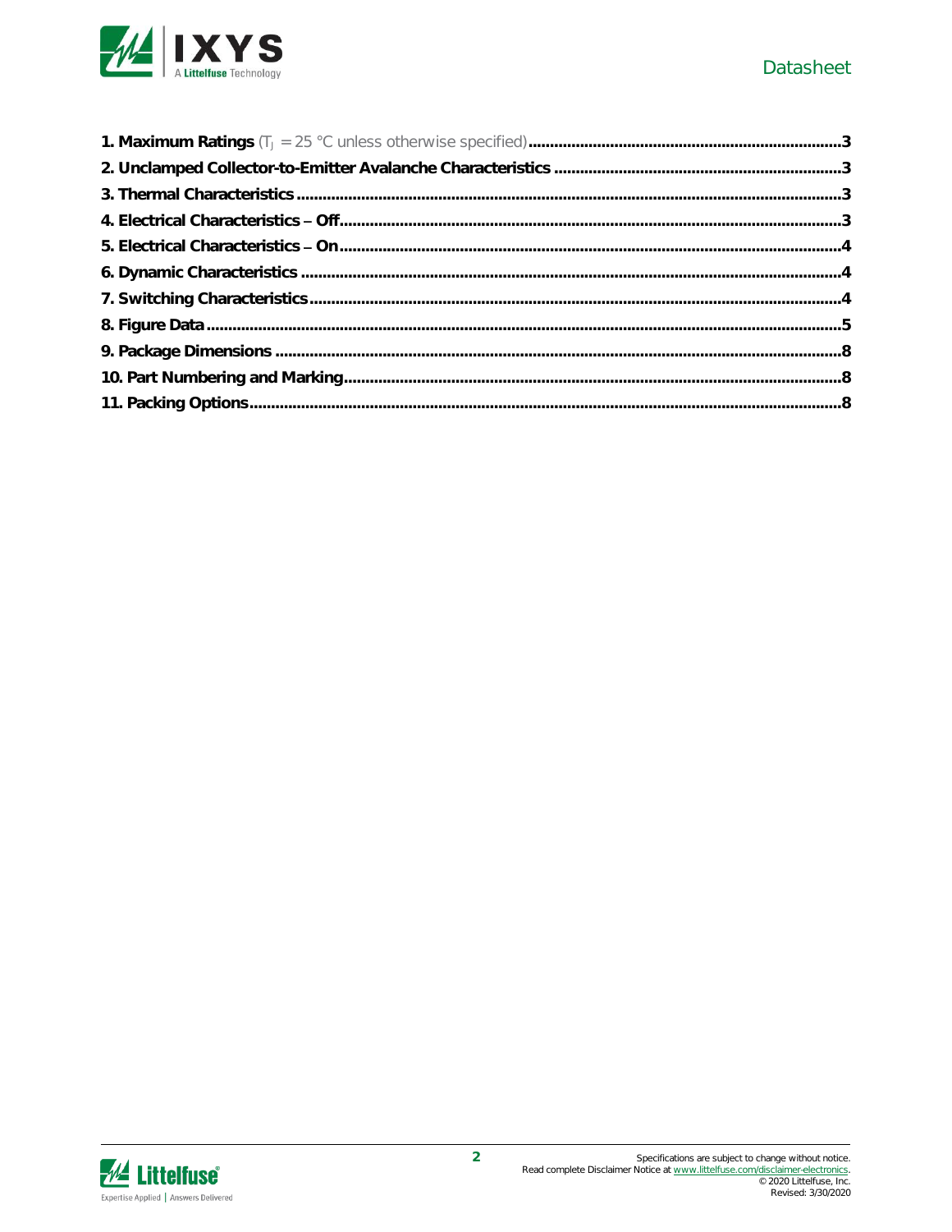**1. Maximum Ratings** ($T_J$ = 25 °C unless otherwise specified) ........ 3

**2. Unclamped Collector-to-Emitter Avalanche Characteristics** ........ 3

**3. Thermal Characteristics** ........ 3

**4. Electrical Characteristics – Off** ........ 3

**5. Electrical Characteristics – On** ........ 4

**6. Dynamic Characteristics** ........ 4

**7. Switching Characteristics** ........ 4

**8. Figure Data** ........ 5

**9. Package Dimensions** ........ 8

**10. Part Numbering and Marking** ........ 8

**11. Packing Options** ........ 8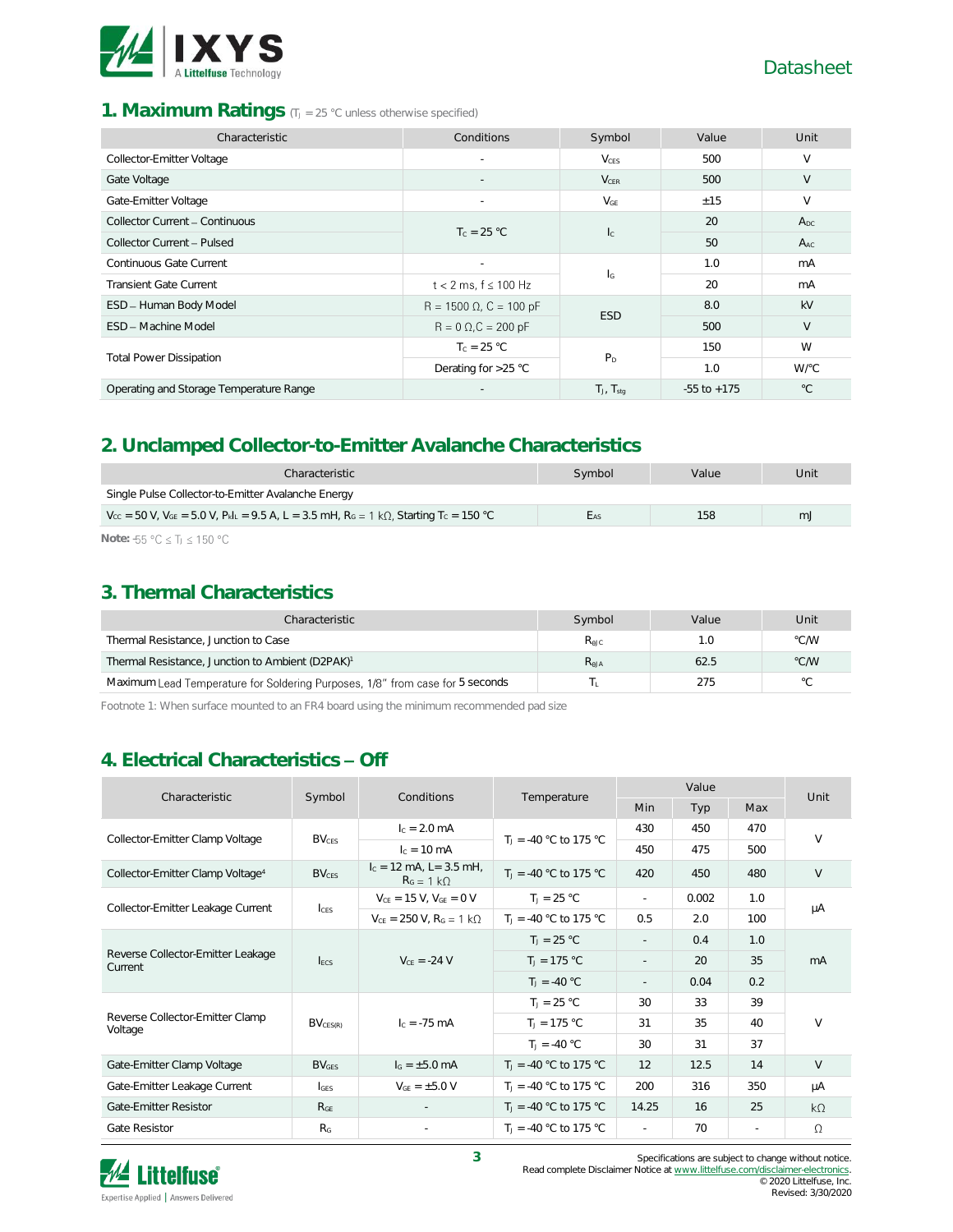## 1. Maximum Ratings ($T_J$ = 25 °C unless otherwise specified)

| Characteristic | Conditions | Symbol | Value | Unit |
|---|---|---|---|---|
| Collector-Emitter Voltage | - | $V_{CES}$ | 500 | V |
| Gate Voltage | - | $V_{CER}$ | 500 | V |
| Gate-Emitter Voltage | - | $V_{GE}$ | ±15 | V |
| Collector Current – Continuous | $T_C$ = 25 °C | $I_C$ | 20 | $A_{DC}$ |
| Collector Current – Pulsed | | | 50 | $A_{AC}$ |
| Continuous Gate Current | - | $I_G$ | 1.0 | mA |
| Transient Gate Current | t < 2 ms, f ≤ 100 Hz | | 20 | mA |
| ESD – Human Body Model | R = 1500 Ω, C = 100 pF | ESD | 8.0 | kV |
| ESD – Machine Model | R = 0 Ω,C = 200 pF | | 500 | V |
| Total Power Dissipation | $T_C$ = 25 °C | $P_D$ | 150 | W |
| | Derating for >25 °C | | 1.0 | W/°C |
| Operating and Storage Temperature Range | - | $T_J$, $T_{stg}$ | -55 to +175 | °C |

## 2. Unclamped Collector-to-Emitter Avalanche Characteristics

| Characteristic | Symbol | Value | Unit |
|---|---|---|---|
| Single Pulse Collector-to-Emitter Avalanche Energy | | | |
| $V_{CC}$ = 50 V, $V_{GE}$ = 5.0 V, $P_KI_L$ = 9.5 A, L = 3.5 mH, $R_G$ = 1 kΩ, Starting $T_C$ = 150 °C | $E_{AS}$ | 158 | mJ |

**Note:** -55 °C ≤ $T_J$ ≤ 150 °C

## 3. Thermal Characteristics

| Characteristic | Symbol | Value | Unit |
|---|---|---|---|
| Thermal Resistance, Junction to Case | $R_{\theta JC}$ | 1.0 | °C/W |
| Thermal Resistance, Junction to Ambient (D2PAK)[1] | $R_{\theta JA}$ | 62.5 | °C/W |
| Maximum Lead Temperature for Soldering Purposes, 1/8" from case for 5 seconds | $T_L$ | 275 | °C |

Footnote 1: When surface mounted to an FR4 board using the minimum recommended pad size

## 4. Electrical Characteristics – Off

| Characteristic | Symbol | Conditions | Temperature | Value | | | Unit |
|---|---|---|---|---|---|---|---|
| | | | | Min | Typ | Max | |
| Collector-Emitter Clamp Voltage | $BV_{CES}$ | $I_C$ = 2.0 mA | $T_J$ = -40 °C to 175 °C | 430 | 450 | 470 | V |
| | | $I_C$ = 10 mA | | 450 | 475 | 500 | |
| Collector-Emitter Clamp Voltage[4] | $BV_{CES}$ | $I_C$ = 12 mA, L = 3.5 mH, $R_G$ = 1 kΩ | $T_J$ = -40 °C to 175 °C | 420 | 450 | 480 | V |
| Collector-Emitter Leakage Current | $I_{CES}$ | $V_{CE}$ = 15 V, $V_{GE}$ = 0 V | $T_J$ = 25 °C | - | 0.002 | 1.0 | µA |
| | | $V_{CE}$ = 250 V, $R_G$ = 1 kΩ | $T_J$ = -40 °C to 175 °C | 0.5 | 2.0 | 100 | |
| Reverse Collector-Emitter Leakage Current | $I_{ECS}$ | $V_{CE}$ = -24 V | $T_J$ = 25 °C | - | 0.4 | 1.0 | mA |
| | | | $T_J$ = 175 °C | - | 20 | 35 | |
| | | | $T_J$ = -40 °C | - | 0.04 | 0.2 | |
| Reverse Collector-Emitter Clamp Voltage | $BV_{CES(R)}$ | $I_C$ = -75 mA | $T_J$ = 25 °C | 30 | 33 | 39 | V |
| | | | $T_J$ = 175 °C | 31 | 35 | 40 | |
| | | | $T_J$ = -40 °C | 30 | 31 | 37 | |
| Gate-Emitter Clamp Voltage | $BV_{GES}$ | $I_G$ = ±5.0 mA | $T_J$ = -40 °C to 175 °C | 12 | 12.5 | 14 | V |
| Gate-Emitter Leakage Current | $I_{GES}$ | $V_{GE}$ = ±5.0 V | $T_J$ = -40 °C to 175 °C | 200 | 316 | 350 | µA |
| Gate-Emitter Resistor | $R_{GE}$ | - | $T_J$ = -40 °C to 175 °C | 14.25 | 16 | 25 | kΩ |
| Gate Resistor | $R_G$ | - | $T_J$ = -40 °C to 175 °C | - | 70 | - | Ω |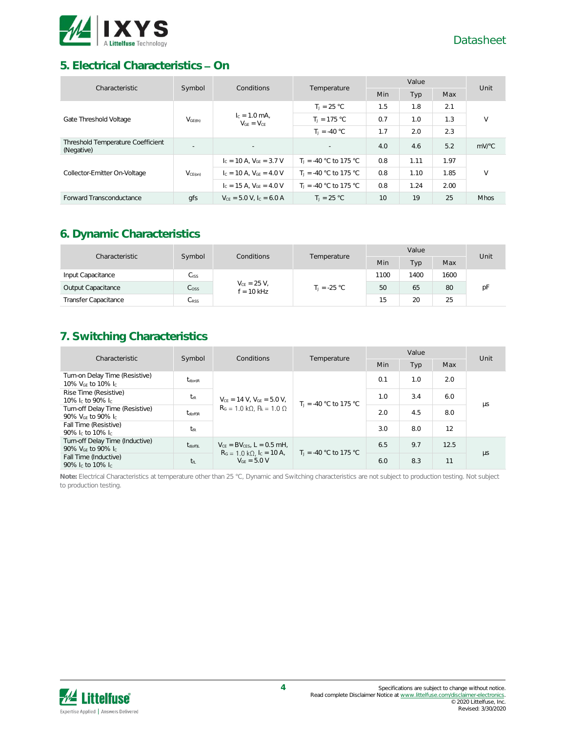## 5. Electrical Characteristics – On

| Characteristic | Symbol | Conditions | Temperature | Value | | | Unit |
|---|---|---|---|---|---|---|---|
| | | | | Min | Typ | Max | |
| Gate Threshold Voltage | $V_{GE(th)}$ | $I_C$ = 1.0 mA, $V_{GE}$ = $V_{CE}$ | $T_J$ = 25 °C | 1.5 | 1.8 | 2.1 | V |
| | | | $T_J$ = 175 °C | 0.7 | 1.0 | 1.3 | |
| | | | $T_J$ = -40 °C | 1.7 | 2.0 | 2.3 | |
| Threshold Temperature Coefficient (Negative) | - | - | - | 4.0 | 4.6 | 5.2 | mV/°C |
| Collector-Emitter On-Voltage | $V_{CE(on)}$ | $I_C$ = 10 A, $V_{GE}$ = 3.7 V | $T_J$ = -40 °C to 175 °C | 0.8 | 1.11 | 1.97 | V |
| | | $I_C$ = 10 A, $V_{GE}$ = 4.0 V | $T_J$ = -40 °C to 175 °C | 0.8 | 1.10 | 1.85 | |
| | | $I_C$ = 15 A, $V_{GE}$ = 4.0 V | $T_J$ = -40 °C to 175 °C | 0.8 | 1.24 | 2.00 | |
| Forward Transconductance | gfs | $V_{CE}$ = 5.0 V, $I_C$ = 6.0 A | $T_J$ = 25 °C | 10 | 19 | 25 | Mhos |

## 6. Dynamic Characteristics

| Characteristic | Symbol | Conditions | Temperature | Value | | | Unit |
|---|---|---|---|---|---|---|---|
| | | | | Min | Typ | Max | |
| Input Capacitance | $C_{ISS}$ | $V_{CE}$ = 25 V, f = 10 kHz | $T_J$ = -25 °C | 1100 | 1400 | 1600 | pF |
| Output Capacitance | $C_{OSS}$ | | | 50 | 65 | 80 | |
| Transfer Capacitance | $C_{RSS}$ | | | 15 | 20 | 25 | |

## 7. Switching Characteristics

| Characteristic | Symbol | Conditions | Temperature | Value | | | Unit |
|---|---|---|---|---|---|---|---|
| | | | | Min | Typ | Max | |
| Turn-on Delay Time (Resistive) 10% $V_{GE}$ to 10% $I_C$ | $t_{d(on)R}$ | $V_{CE}$ = 14 V, $V_{GE}$ = 5.0 V, $R_G$ = 1.0 kΩ, $R_L$ = 1.0 Ω | $T_J$ = -40 °C to 175 °C | 0.1 | 1.0 | 2.0 | µs |
| Rise Time (Resistive) 10% $I_C$ to 90% $I_C$ | $t_{rR}$ | | | 1.0 | 3.4 | 6.0 | |
| Turn-off Delay Time (Resistive) 90% $V_{GE}$ to 90% $I_C$ | $t_{d(off)R}$ | | | 2.0 | 4.5 | 8.0 | |
| Fall Time (Resistive) 90% $I_C$ to 10% $I_C$ | $t_{fR}$ | | | 3.0 | 8.0 | 12 | |
| Turn-off Delay Time (Inductive) 90% $V_{GE}$ to 90% $I_C$ | $t_{d(off)L}$ | $V_{CE}$ = $BV_{CES}$, L = 0.5 mH, $R_G$ = 1.0 kΩ, $I_C$ = 10 A, $V_{GE}$ = 5.0 V | $T_J$ = -40 °C to 175 °C | 6.5 | 9.7 | 12.5 | µs |
| Fall Time (Inductive) 90% $I_C$ to 10% $I_C$ | $t_{fL}$ | | | 6.0 | 8.3 | 11 | |

**Note:** Electrical Characteristics at temperature other than 25 °C, Dynamic and Switching characteristics are not subject to production testing. Not subject to production testing.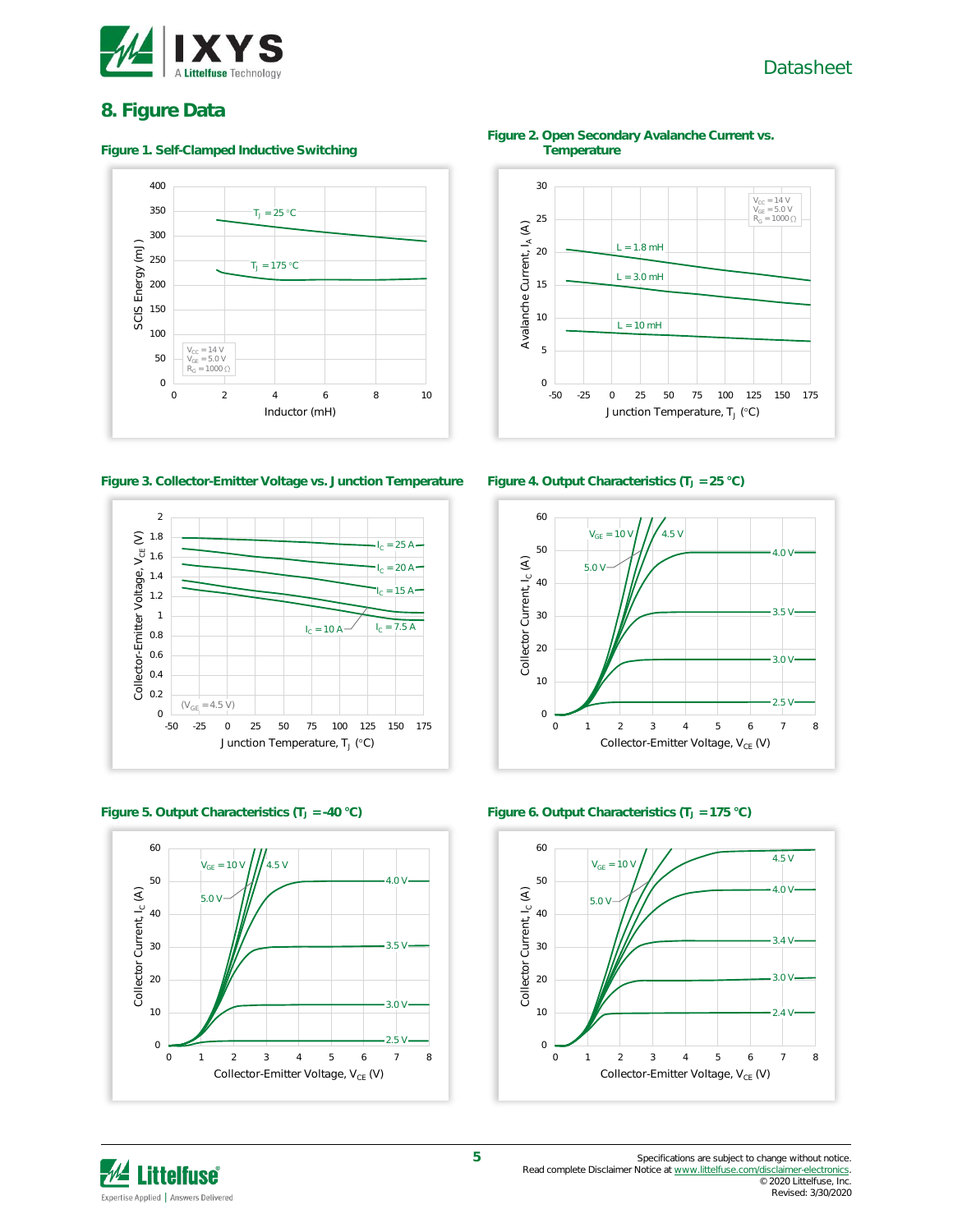## 8. Figure Data

**Figure 1. Self-Clamped Inductive Switching**

**Figure 2. Open Secondary Avalanche Current vs. Temperature**

**Figure 3. Collector-Emitter Voltage vs. Junction Temperature**

**Figure 4. Output Characteristics ($T_J$ = 25 °C)**

**Figure 5. Output Characteristics ($T_J$ = -40 °C)**

**Figure 6. Output Characteristics ($T_J$ = 175 °C)**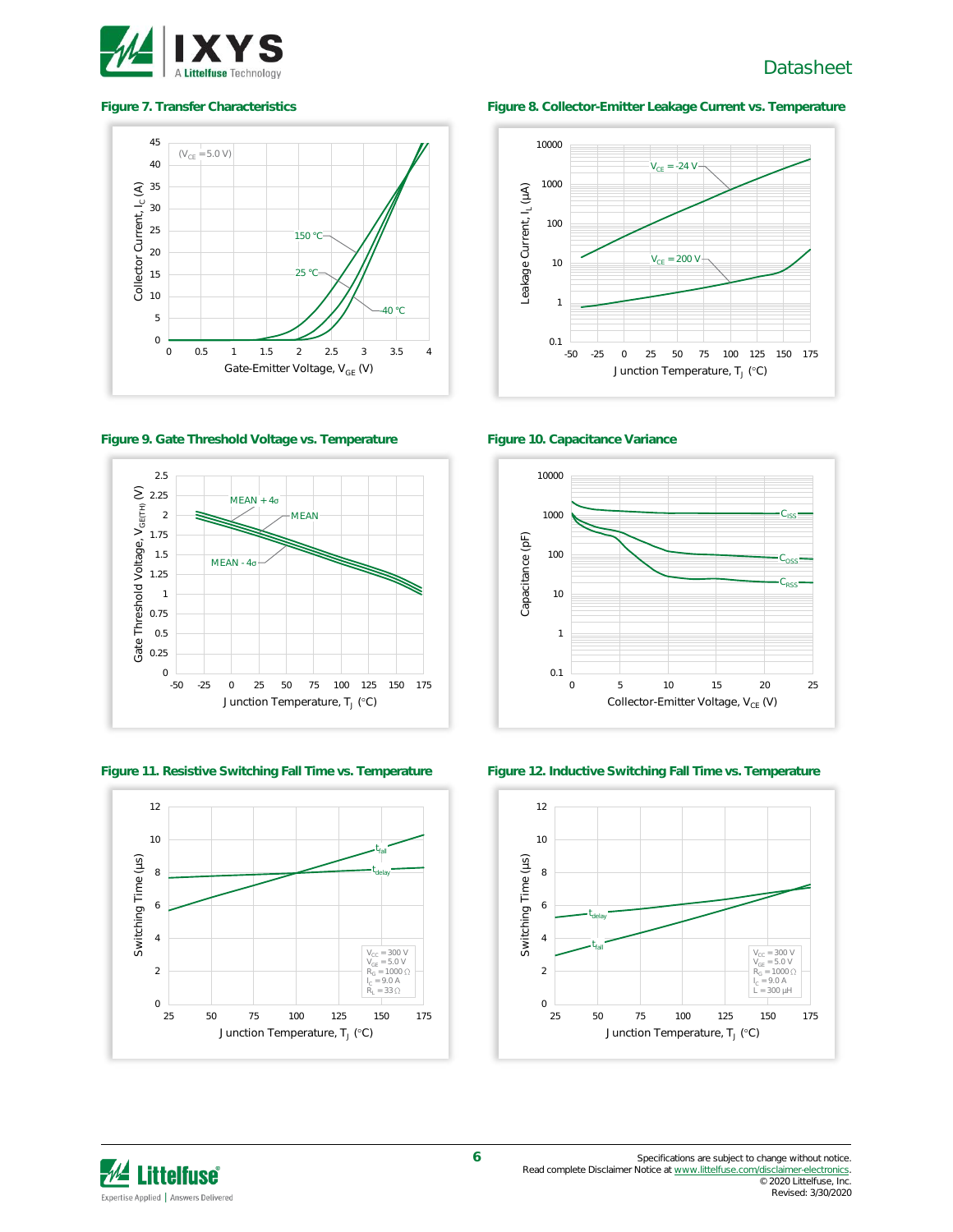**Figure 7. Transfer Characteristics**

($V_{CE}$ = 5.0 V)

Collector Current, $I_C$ (A) vs. Gate-Emitter Voltage, $V_{GE}$ (V)

150 °C, 25 °C, -40 °C

**Figure 8. Collector-Emitter Leakage Current vs. Temperature**

Leakage Current, $I_L$ (µA) vs. Junction Temperature, $T_J$ (°C)

$V_{CE}$ = -24 V, $V_{CE}$ = 200 V

**Figure 9. Gate Threshold Voltage vs. Temperature**

Gate Threshold Voltage, $V_{GE(TH)}$ (V) vs. Junction Temperature, $T_J$ (°C)

MEAN + 4σ, MEAN, MEAN - 4σ

**Figure 10. Capacitance Variance**

Capacitance (pF) vs. Collector-Emitter Voltage, $V_{CE}$ (V)

$C_{ISS}$, $C_{OSS}$, $C_{RSS}$

**Figure 11. Resistive Switching Fall Time vs. Temperature**

Switching Time (µs) vs. Junction Temperature, $T_J$ (°C)

$t_{fall}$, $t_{delay}$

$V_{CC}$ = 300 V, $V_{GE}$ = 5.0 V, $R_G$ = 1000 Ω, $I_C$ = 9.0 A, $R_L$ = 33 Ω

**Figure 12. Inductive Switching Fall Time vs. Temperature**

Switching Time (µs) vs. Junction Temperature, $T_J$ (°C)

$t_{delay}$, $t_{fall}$

$V_{CC}$ = 300 V, $V_{GE}$ = 5.0 V, $R_G$ = 1000 Ω, $I_C$ = 9.0 A, L = 300 µH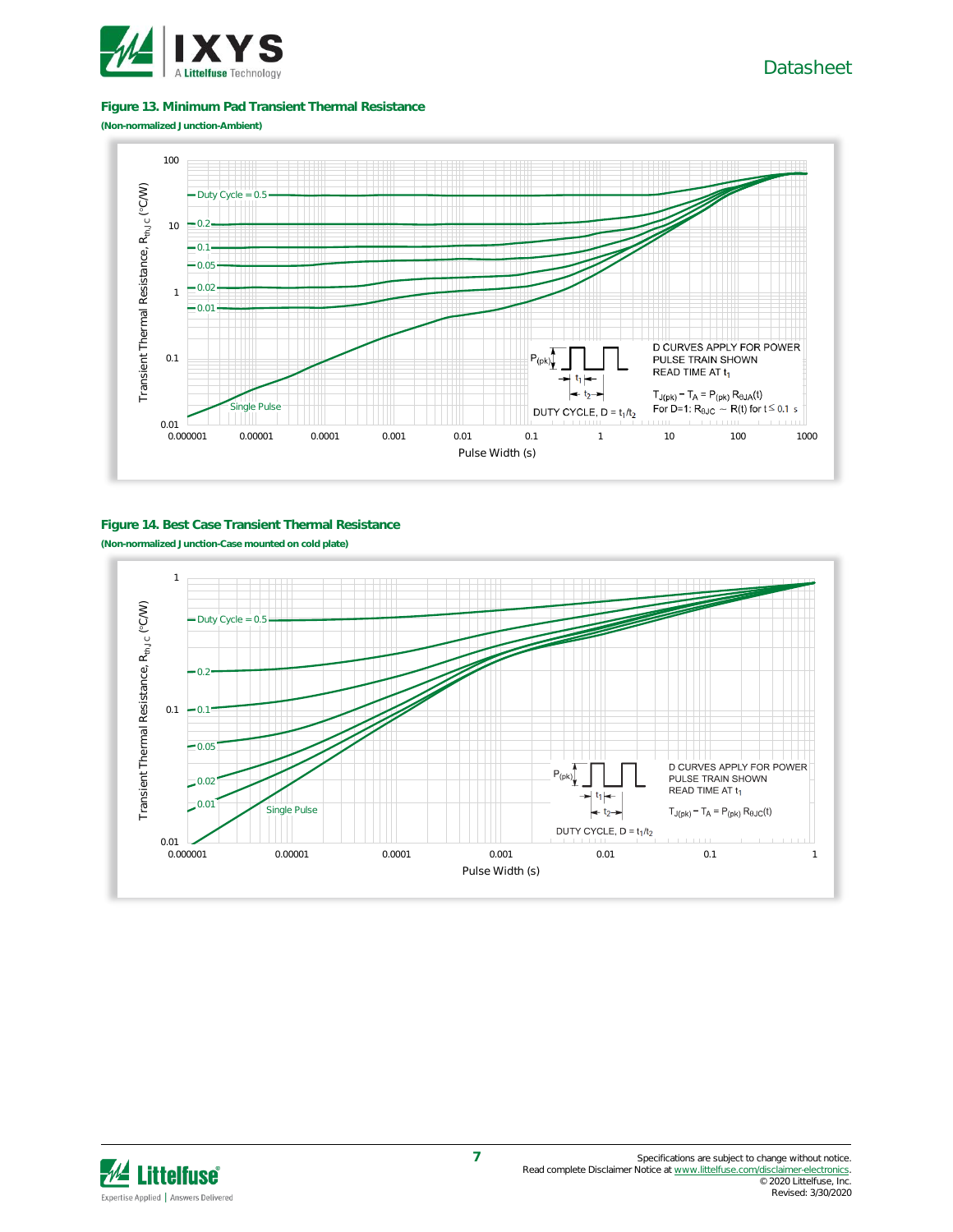### Figure 13. Minimum Pad Transient Thermal Resistance

**(Non-normalized Junction-Ambient)**

Transient Thermal Resistance, $R_{thJC}$ (°C/W)

Duty Cycle = 0.5, 0.2, 0.1, 0.05, 0.02, 0.01, Single Pulse

D CURVES APPLY FOR POWER PULSE TRAIN SHOWN READ TIME AT $t_1$

$T_{J(pk)} - T_A = P_{(pk)} R_{\theta JA}(t)$

For D=1: $R_{\theta JC} \sim R(t)$ for $t \leq 0.1$ s

DUTY CYCLE, $D = t_1/t_2$

Pulse Width (s)

### Figure 14. Best Case Transient Thermal Resistance

**(Non-normalized Junction-Case mounted on cold plate)**

Transient Thermal Resistance, $R_{thJC}$ (°C/W)

Duty Cycle = 0.5, 0.2, 0.1, 0.05, 0.02, 0.01, Single Pulse

D CURVES APPLY FOR POWER PULSE TRAIN SHOWN READ TIME AT $t_1$

$T_{J(pk)} - T_A = P_{(pk)} R_{\theta JC}(t)$

DUTY CYCLE, $D = t_1/t_2$

Pulse Width (s)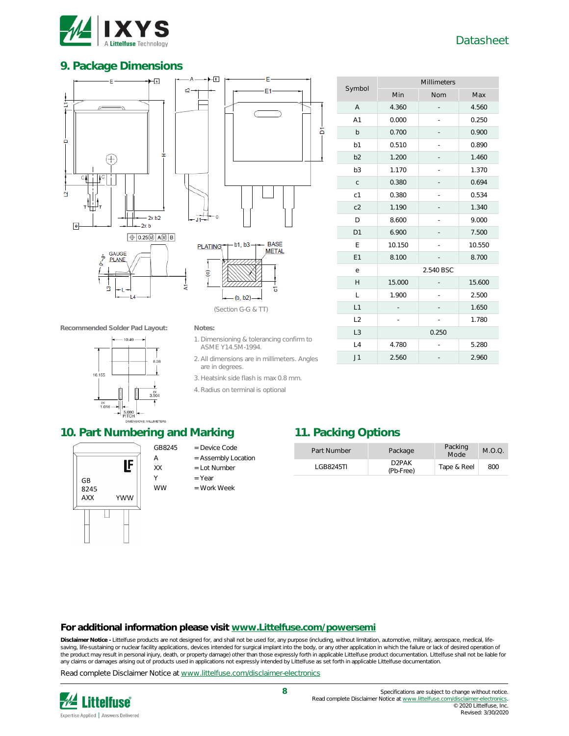## 9. Package Dimensions

(Section G-G & TT)

| Symbol | Millimeters | | |
|---|---|---|---|
| | Min | Nom | Max |
| A | 4.360 | - | 4.560 |
| A1 | 0.000 | - | 0.250 |
| b | 0.700 | - | 0.900 |
| b1 | 0.510 | - | 0.890 |
| b2 | 1.200 | - | 1.460 |
| b3 | 1.170 | - | 1.370 |
| c | 0.380 | - | 0.694 |
| c1 | 0.380 | - | 0.534 |
| c2 | 1.190 | - | 1.340 |
| D | 8.600 | - | 9.000 |
| D1 | 6.900 | - | 7.500 |
| E | 10.150 | - | 10.550 |
| E1 | 8.100 | - | 8.700 |
| e | 2.540 BSC | | |
| H | 15.000 | - | 15.600 |
| L | 1.900 | - | 2.500 |
| L1 | - | - | 1.650 |
| L2 | - | - | 1.780 |
| L3 | 0.250 | | |
| L4 | 4.780 | - | 5.280 |
| J1 | 2.560 | - | 2.960 |

**Recommended Solder Pad Layout:**

10.49
8.38
16.155
2X 3.504
2X 1.016
5.080 PITCH
DIMENSIONS: MILLIMETERS

**Notes:**

1. Dimensioning & tolerancing confirm to ASME Y14.5M-1994.
2. All dimensions are in millimeters. Angles are in degrees.
3. Heatsink side flash is max 0.8 mm.
4. Radius on terminal is optional

## 10. Part Numbering and Marking

GB
8245
AXX YWW

GB8245 = Device Code
A = Assembly Location
XX = Lot Number
Y = Year
WW = Work Week

## 11. Packing Options

| Part Number | Package | Packing Mode | M.O.Q. |
|---|---|---|---|
| LGB8245TI | D2PAK (Pb-Free) | Tape & Reel | 800 |

**For additional information please visit www.Littelfuse.com/powersemi**

**Disclaimer Notice -** Littelfuse products are not designed for, and shall not be used for, any purpose (including, without limitation, automotive, military, aerospace, medical, life-saving, life-sustaining or nuclear facility applications, devices intended for surgical implant into the body, or any other application in which the failure or lack of desired operation of the product may result in personal injury, death, or property damage) other than those expressly forth in applicable Littelfuse product documentation. Littelfuse shall not be liable for any claims or damages arising out of products used in applications not expressly intended by Littelfuse as set forth in applicable Littelfuse documentation.

Read complete Disclaimer Notice at www.littelfuse.com/disclaimer-electronics

Specifications are subject to change without notice.
Read complete Disclaimer Notice at www.littelfuse.com/disclaimer-electronics.
© 2020 Littelfuse, Inc.
Revised: 3/30/2020